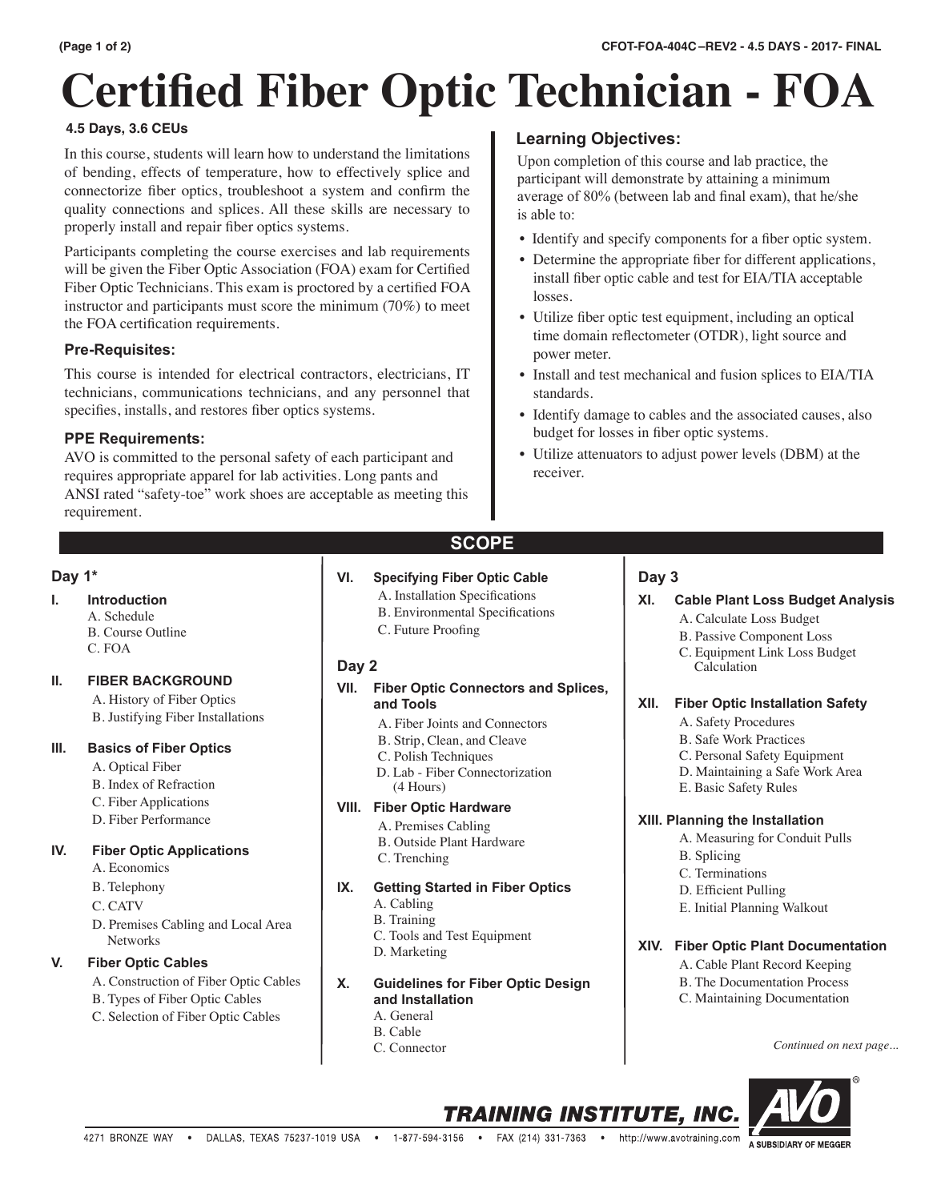# Certified Fiber Optic Technician - FOA

**4.5 Days, 3.6 CEUs**

In this course, students will learn how to understand the limitations of bending, effects of temperature, how to effectively splice and connectorize fiber optics, troubleshoot a system and confirm the quality connections and splices. All these skills are necessary to properly install and repair fiber optics systems.

Participants completing the course exercises and lab requirements will be given the Fiber Optic Association (FOA) exam for Certified Fiber Optic Technicians. This exam is proctored by a certified FOA instructor and participants must score the minimum (70%) to meet the FOA certification requirements.

### Pre-Requisites:

This course is intended for electrical contractors, electricians, IT technicians, communications technicians, and any personnel that specifies, installs, and restores fiber optics systems.

### PPE Requirements:

AVO is committed to the personal safety of each participant and requires appropriate apparel for lab activities. Long pants and ANSI rated "safety-toe" work shoes are acceptable as meeting this requirement.

### Learning Objectives:

Upon completion of this course and lab practice, the participant will demonstrate by attaining a minimum average of 80% (between lab and final exam), that he/she is able to:

- Identify and specify components for a fiber optic system.
- Determine the appropriate fiber for different applications, install fiber optic cable and test for EIA/TIA acceptable losses.
- Utilize fiber optic test equipment, including an optical time domain reflectometer (OTDR), light source and power meter.
- Install and test mechanical and fusion splices to EIA/TIA standards.
- Identify damage to cables and the associated causes, also budget for losses in fiber optic systems.
- Utilize attenuators to adjust power levels (DBM) at the receiver.

## SCOPE

### Day 1*

**I. Introduction**
- A. Schedule
- B. Course Outline
- C. FOA

**II. FIBER BACKGROUND**
- A. History of Fiber Optics
- B. Justifying Fiber Installations

**III. Basics of Fiber Optics**
- A. Optical Fiber
- B. Index of Refraction
- C. Fiber Applications
- D. Fiber Performance

**IV. Fiber Optic Applications**
- A. Economics
- B. Telephony
- C. CATV
- D. Premises Cabling and Local Area Networks

**V. Fiber Optic Cables**
- A. Construction of Fiber Optic Cables
- B. Types of Fiber Optic Cables
- C. Selection of Fiber Optic Cables

**VI. Specifying Fiber Optic Cable**
- A. Installation Specifications
- B. Environmental Specifications
- C. Future Proofing

### Day 2

**VII. Fiber Optic Connectors and Splices, and Tools**
- A. Fiber Joints and Connectors
- B. Strip, Clean, and Cleave
- C. Polish Techniques
- D. Lab - Fiber Connectorization (4 Hours)

**VIII. Fiber Optic Hardware**
- A. Premises Cabling
- B. Outside Plant Hardware
- C. Trenching

**IX. Getting Started in Fiber Optics**
- A. Cabling
- B. Training
- C. Tools and Test Equipment
- D. Marketing

**X. Guidelines for Fiber Optic Design and Installation**
- A. General
- B. Cable
- C. Connector

### Day 3

**XI. Cable Plant Loss Budget Analysis**
- A. Calculate Loss Budget
- B. Passive Component Loss
- C. Equipment Link Loss Budget Calculation

**XII. Fiber Optic Installation Safety**
- A. Safety Procedures
- B. Safe Work Practices
- C. Personal Safety Equipment
- D. Maintaining a Safe Work Area
- E. Basic Safety Rules

**XIII. Planning the Installation**
- A. Measuring for Conduit Pulls
- B. Splicing
- C. Terminations
- D. Efficient Pulling
- E. Initial Planning Walkout

**XIV. Fiber Optic Plant Documentation**
- A. Cable Plant Record Keeping
- B. The Documentation Process
- C. Maintaining Documentation

*Continued on next page...*

**TRAINING INSTITUTE, INC.** AVO — A SUBSIDIARY OF MEGGER

4271 BRONZE WAY • DALLAS, TEXAS 75237-1019 USA • 1-877-594-3156 • FAX (214) 331-7363 • http://www.avotraining.com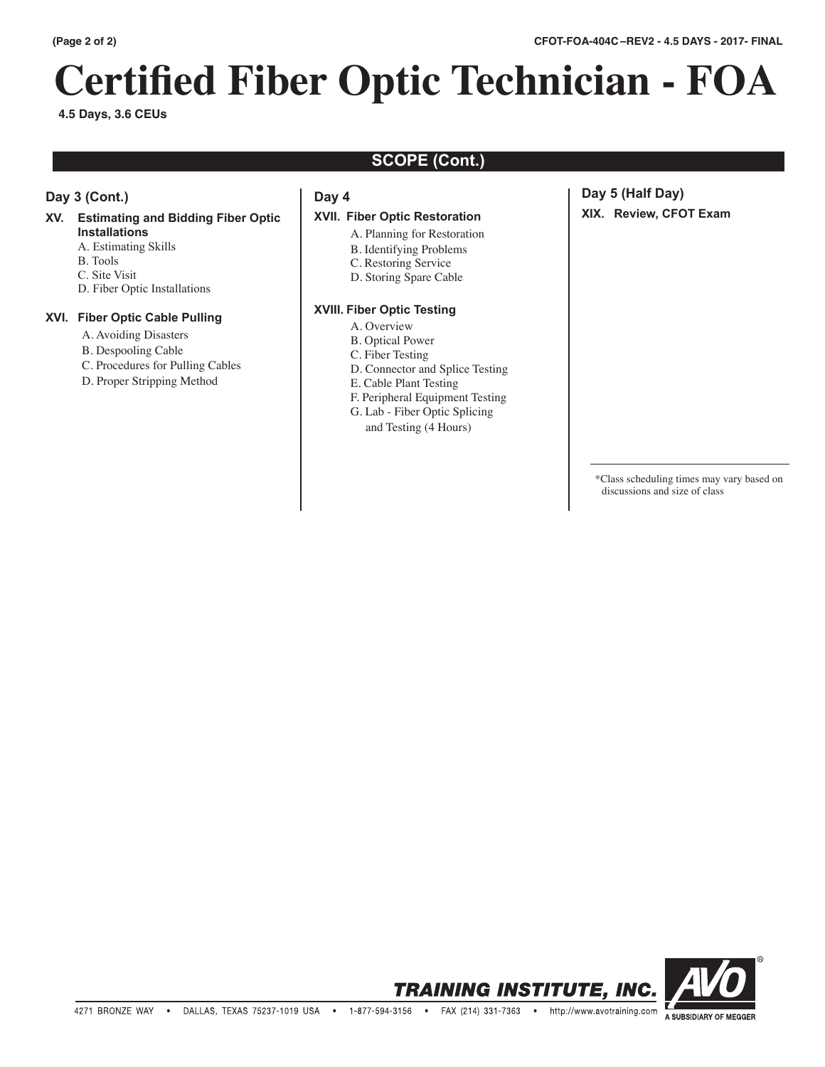# Certified Fiber Optic Technician - FOA

**4.5 Days, 3.6 CEUs**

## SCOPE (Cont.)

### Day 3 (Cont.)

**XV. Estimating and Bidding Fiber Optic Installations**

A. Estimating Skills
B. Tools
C. Site Visit
D. Fiber Optic Installations

**XVI. Fiber Optic Cable Pulling**

A. Avoiding Disasters
B. Despooling Cable
C. Procedures for Pulling Cables
D. Proper Stripping Method

### Day 4

**XVII. Fiber Optic Restoration**

A. Planning for Restoration
B. Identifying Problems
C. Restoring Service
D. Storing Spare Cable

**XVIII. Fiber Optic Testing**

A. Overview
B. Optical Power
C. Fiber Testing
D. Connector and Splice Testing
E. Cable Plant Testing
F. Peripheral Equipment Testing
G. Lab - Fiber Optic Splicing and Testing (4 Hours)

### Day 5 (Half Day)

**XIX. Review, CFOT Exam**

*Class scheduling times may vary based on discussions and size of class

TRAINING INSTITUTE, INC. AVO® A SUBSIDIARY OF MEGGER

4271 BRONZE WAY • DALLAS, TEXAS 75237-1019 USA • 1-877-594-3156 • FAX (214) 331-7363 • http://www.avotraining.com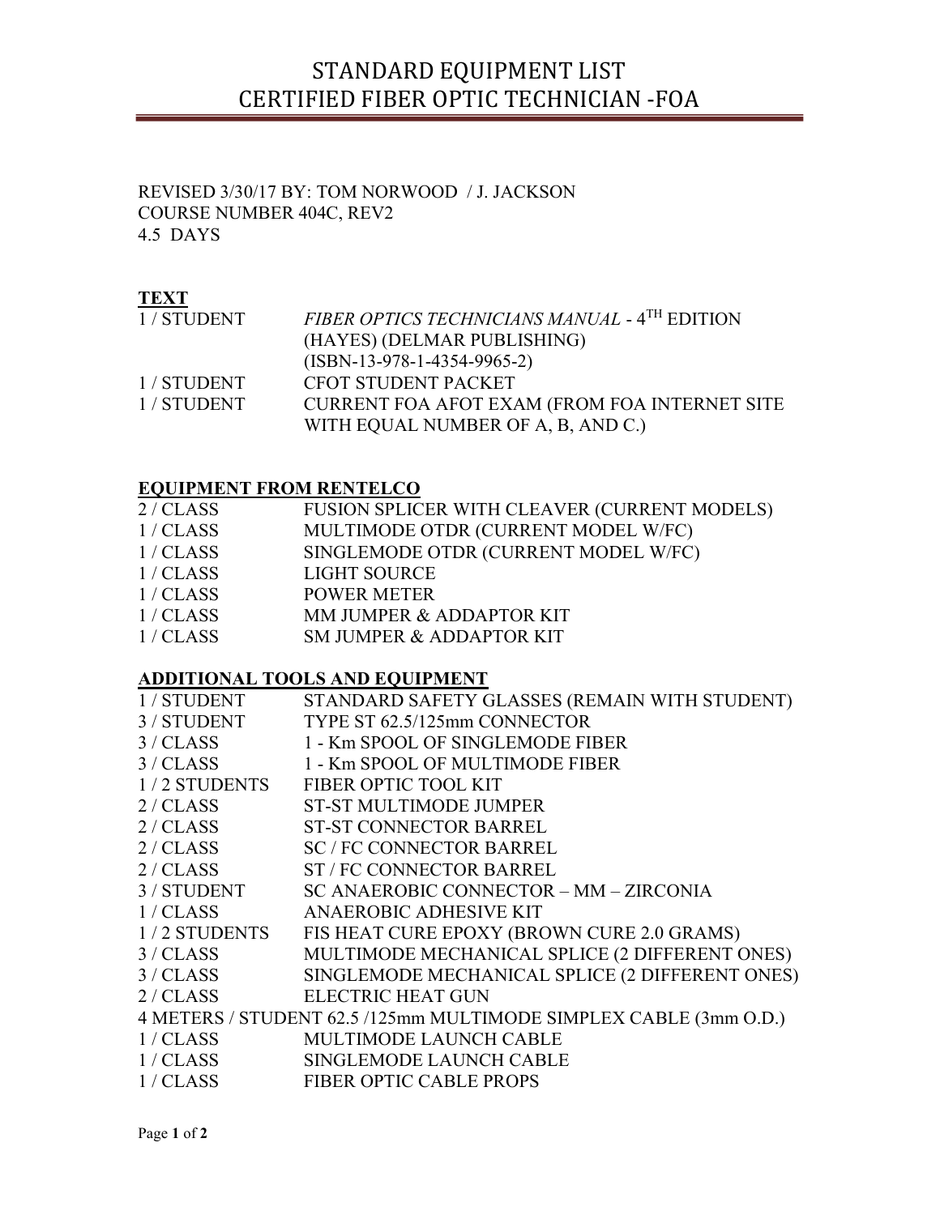# STANDARD EQUIPMENT LIST
# CERTIFIED FIBER OPTIC TECHNICIAN -FOA

REVISED 3/30/17 BY: TOM NORWOOD / J. JACKSON
COURSE NUMBER 404C, REV2
4.5 DAYS

## TEXT

| | |
|---|---|
| 1 / STUDENT | *FIBER OPTICS TECHNICIANS MANUAL* - 4TH EDITION (HAYES) (DELMAR PUBLISHING) (ISBN-13-978-1-4354-9965-2) |
| 1 / STUDENT | CFOT STUDENT PACKET |
| 1 / STUDENT | CURRENT FOA AFOT EXAM (FROM FOA INTERNET SITE WITH EQUAL NUMBER OF A, B, AND C.) |

## EQUIPMENT FROM RENTELCO

| | |
|---|---|
| 2 / CLASS | FUSION SPLICER WITH CLEAVER (CURRENT MODELS) |
| 1 / CLASS | MULTIMODE OTDR (CURRENT MODEL W/FC) |
| 1 / CLASS | SINGLEMODE OTDR (CURRENT MODEL W/FC) |
| 1 / CLASS | LIGHT SOURCE |
| 1 / CLASS | POWER METER |
| 1 / CLASS | MM JUMPER & ADDAPTOR KIT |
| 1 / CLASS | SM JUMPER & ADDAPTOR KIT |

## ADDITIONAL TOOLS AND EQUIPMENT

| | |
|---|---|
| 1 / STUDENT | STANDARD SAFETY GLASSES (REMAIN WITH STUDENT) |
| 3 / STUDENT | TYPE ST 62.5/125mm CONNECTOR |
| 3 / CLASS | 1 - Km SPOOL OF SINGLEMODE FIBER |
| 3 / CLASS | 1 - Km SPOOL OF MULTIMODE FIBER |
| 1 / 2 STUDENTS | FIBER OPTIC TOOL KIT |
| 2 / CLASS | ST-ST MULTIMODE JUMPER |
| 2 / CLASS | ST-ST CONNECTOR BARREL |
| 2 / CLASS | SC / FC CONNECTOR BARREL |
| 2 / CLASS | ST / FC CONNECTOR BARREL |
| 3 / STUDENT | SC ANAEROBIC CONNECTOR – MM – ZIRCONIA |
| 1 / CLASS | ANAEROBIC ADHESIVE KIT |
| 1 / 2 STUDENTS | FIS HEAT CURE EPOXY (BROWN CURE 2.0 GRAMS) |
| 3 / CLASS | MULTIMODE MECHANICAL SPLICE (2 DIFFERENT ONES) |
| 3 / CLASS | SINGLEMODE MECHANICAL SPLICE (2 DIFFERENT ONES) |
| 2 / CLASS | ELECTRIC HEAT GUN |
| 4 METERS / STUDENT | 62.5 /125mm MULTIMODE SIMPLEX CABLE (3mm O.D.) |
| 1 / CLASS | MULTIMODE LAUNCH CABLE |
| 1 / CLASS | SINGLEMODE LAUNCH CABLE |
| 1 / CLASS | FIBER OPTIC CABLE PROPS |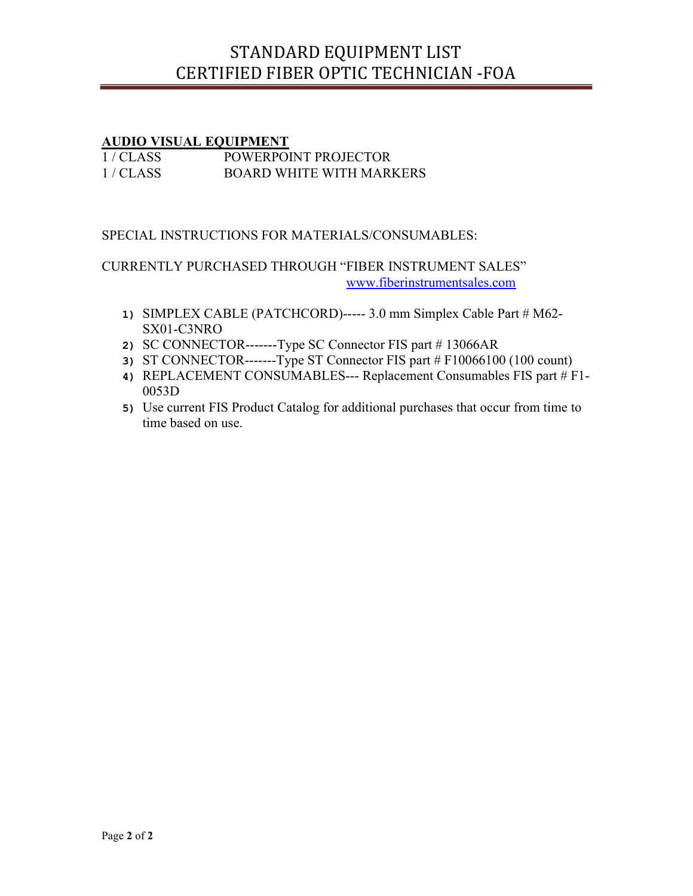# STANDARD EQUIPMENT LIST
# CERTIFIED FIBER OPTIC TECHNICIAN -FOA

**AUDIO VISUAL EQUIPMENT**

| | |
|---|---|
| 1 / CLASS | POWERPOINT PROJECTOR |
| 1 / CLASS | BOARD WHITE WITH MARKERS |

SPECIAL INSTRUCTIONS FOR MATERIALS/CONSUMABLES:

CURRENTLY PURCHASED THROUGH "FIBER INSTRUMENT SALES" www.fiberinstrumentsales.com

1) SIMPLEX CABLE (PATCHCORD)----- 3.0 mm Simplex Cable Part # M62-SX01-C3NRO
2) SC CONNECTOR-------Type SC Connector FIS part # 13066AR
3) ST CONNECTOR-------Type ST Connector FIS part # F10066100 (100 count)
4) REPLACEMENT CONSUMABLES--- Replacement Consumables FIS part # F1-0053D
5) Use current FIS Product Catalog for additional purchases that occur from time to time based on use.